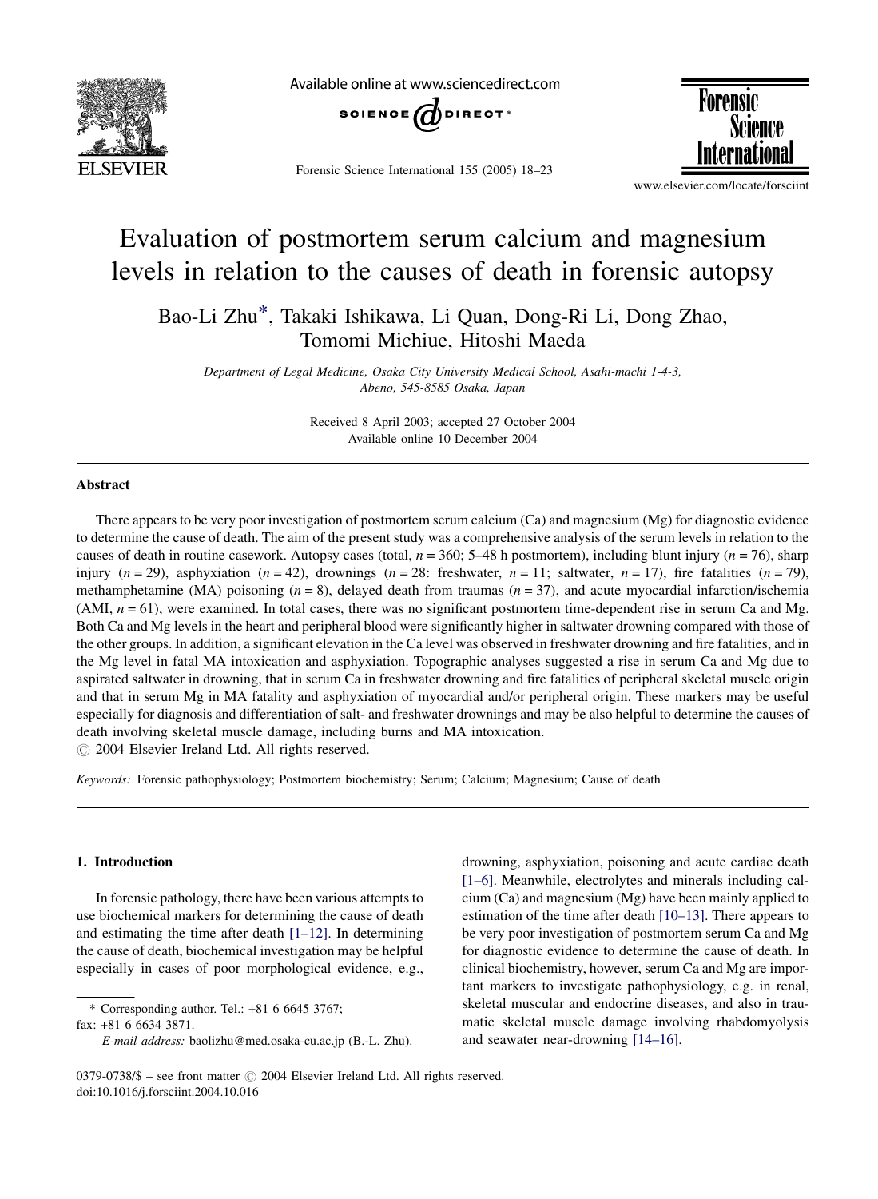# Evaluation of postmortem serum calcium and magnesium levels in relation to the causes of death in forensic autopsy

Bao-Li Zhu*, Takaki Ishikawa, Li Quan, Dong-Ri Li, Dong Zhao, Tomomi Michiue, Hitoshi Maeda

*Department of Legal Medicine, Osaka City University Medical School, Asahi-machi 1-4-3, Abeno, 545-8585 Osaka, Japan*

Received 8 April 2003; accepted 27 October 2004
Available online 10 December 2004

## Abstract

There appears to be very poor investigation of postmortem serum calcium (Ca) and magnesium (Mg) for diagnostic evidence to determine the cause of death. The aim of the present study was a comprehensive analysis of the serum levels in relation to the causes of death in routine casework. Autopsy cases (total, $n = 360$; 5–48 h postmortem), including blunt injury ($n = 76$), sharp injury ($n = 29$), asphyxiation ($n = 42$), drownings ($n = 28$: freshwater, $n = 11$; saltwater, $n = 17$), fire fatalities ($n = 79$), methamphetamine (MA) poisoning ($n = 8$), delayed death from traumas ($n = 37$), and acute myocardial infarction/ischemia (AMI, $n = 61$), were examined. In total cases, there was no significant postmortem time-dependent rise in serum Ca and Mg. Both Ca and Mg levels in the heart and peripheral blood were significantly higher in saltwater drowning compared with those of the other groups. In addition, a significant elevation in the Ca level was observed in freshwater drowning and fire fatalities, and in the Mg level in fatal MA intoxication and asphyxiation. Topographic analyses suggested a rise in serum Ca and Mg due to aspirated saltwater in drowning, that in serum Ca in freshwater drowning and fire fatalities of peripheral skeletal muscle origin and that in serum Mg in MA fatality and asphyxiation of myocardial and/or peripheral origin. These markers may be useful especially for diagnosis and differentiation of salt- and freshwater drownings and may be also helpful to determine the causes of death involving skeletal muscle damage, including burns and MA intoxication.
© 2004 Elsevier Ireland Ltd. All rights reserved.

*Keywords:* Forensic pathophysiology; Postmortem biochemistry; Serum; Calcium; Magnesium; Cause of death

## 1. Introduction

In forensic pathology, there have been various attempts to use biochemical markers for determining the cause of death and estimating the time after death [1–12]. In determining the cause of death, biochemical investigation may be helpful especially in cases of poor morphological evidence, e.g., drowning, asphyxiation, poisoning and acute cardiac death [1–6]. Meanwhile, electrolytes and minerals including calcium (Ca) and magnesium (Mg) have been mainly applied to estimation of the time after death [10–13]. There appears to be very poor investigation of postmortem serum Ca and Mg for diagnostic evidence to determine the cause of death. In clinical biochemistry, however, serum Ca and Mg are important markers to investigate pathophysiology, e.g. in renal, skeletal muscular and endocrine diseases, and also in traumatic skeletal muscle damage involving rhabdomyolysis and seawater near-drowning [14–16].

* Corresponding author. Tel.: +81 6 6645 3767; fax: +81 6 6634 3871.
*E-mail address:* baolizhu@med.osaka-cu.ac.jp (B.-L. Zhu).

0379-0738/$ – see front matter © 2004 Elsevier Ireland Ltd. All rights reserved.
doi:10.1016/j.forsciint.2004.10.016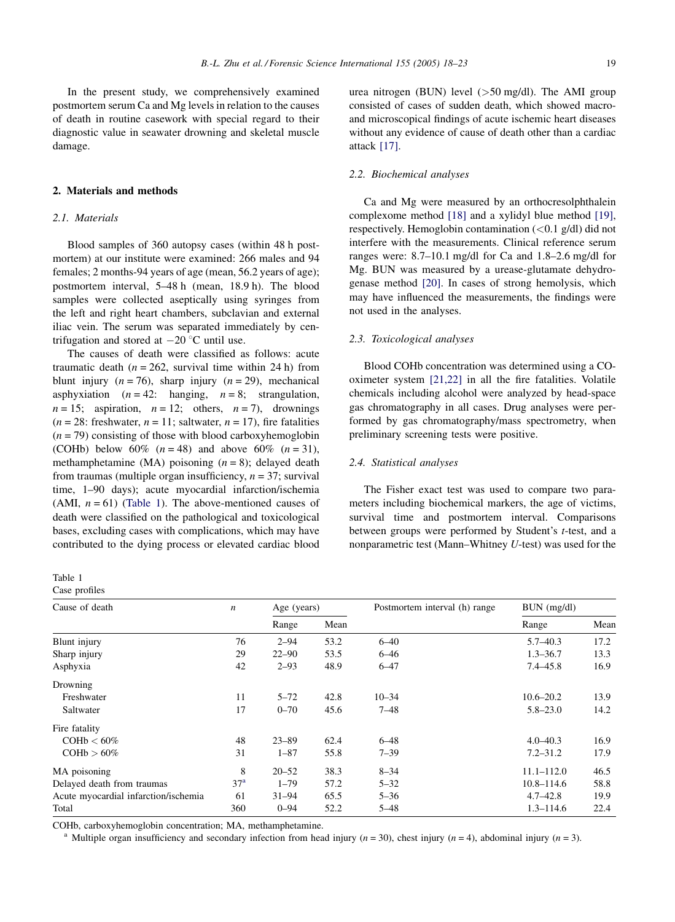In the present study, we comprehensively examined postmortem serum Ca and Mg levels in relation to the causes of death in routine casework with special regard to their diagnostic value in seawater drowning and skeletal muscle damage.

## 2. Materials and methods

### 2.1. Materials

Blood samples of 360 autopsy cases (within 48 h postmortem) at our institute were examined: 266 males and 94 females; 2 months-94 years of age (mean, 56.2 years of age); postmortem interval, 5–48 h (mean, 18.9 h). The blood samples were collected aseptically using syringes from the left and right heart chambers, subclavian and external iliac vein. The serum was separated immediately by centrifugation and stored at −20 °C until use.

The causes of death were classified as follows: acute traumatic death ($n = 262$, survival time within 24 h) from blunt injury ($n = 76$), sharp injury ($n = 29$), mechanical asphyxiation ($n = 42$: hanging, $n = 8$; strangulation, $n = 15$; aspiration, $n = 12$; others, $n = 7$), drownings ($n = 28$: freshwater, $n = 11$; saltwater, $n = 17$), fire fatalities ($n = 79$) consisting of those with blood carboxyhemoglobin (COHb) below 60% ($n = 48$) and above 60% ($n = 31$), methamphetamine (MA) poisoning ($n = 8$); delayed death from traumas (multiple organ insufficiency, $n = 37$; survival time, 1–90 days); acute myocardial infarction/ischemia (AMI, $n = 61$) (Table 1). The above-mentioned causes of death were classified on the pathological and toxicological bases, excluding cases with complications, which may have contributed to the dying process or elevated cardiac blood urea nitrogen (BUN) level (>50 mg/dl). The AMI group consisted of cases of sudden death, which showed macro- and microscopical findings of acute ischemic heart diseases without any evidence of cause of death other than a cardiac attack [17].

### 2.2. Biochemical analyses

Ca and Mg were measured by an orthocresolphthalein complexome method [18] and a xylidyl blue method [19], respectively. Hemoglobin contamination (<0.1 g/dl) did not interfere with the measurements. Clinical reference serum ranges were: 8.7–10.1 mg/dl for Ca and 1.8–2.6 mg/dl for Mg. BUN was measured by a urease-glutamate dehydrogenase method [20]. In cases of strong hemolysis, which may have influenced the measurements, the findings were not used in the analyses.

### 2.3. Toxicological analyses

Blood COHb concentration was determined using a CO-oximeter system [21,22] in all the fire fatalities. Volatile chemicals including alcohol were analyzed by head-space gas chromatography in all cases. Drug analyses were performed by gas chromatography/mass spectrometry, when preliminary screening tests were positive.

### 2.4. Statistical analyses

The Fisher exact test was used to compare two parameters including biochemical markers, the age of victims, survival time and postmortem interval. Comparisons between groups were performed by Student's *t*-test, and a nonparametric test (Mann–Whitney *U*-test) was used for the

Table 1
Case profiles

| Cause of death | $n$ | Age (years) | | Postmortem interval (h) range | BUN (mg/dl) | |
|---|---|---|---|---|---|---|
| | | Range | Mean | | Range | Mean |
| Blunt injury | 76 | 2–94 | 53.2 | 6–40 | 5.7–40.3 | 17.2 |
| Sharp injury | 29 | 22–90 | 53.5 | 6–46 | 1.3–36.7 | 13.3 |
| Asphyxia | 42 | 2–93 | 48.9 | 6–47 | 7.4–45.8 | 16.9 |
| Drowning | | | | | | |
| Freshwater | 11 | 5–72 | 42.8 | 10–34 | 10.6–20.2 | 13.9 |
| Saltwater | 17 | 0–70 | 45.6 | 7–48 | 5.8–23.0 | 14.2 |
| Fire fatality | | | | | | |
| COHb < 60% | 48 | 23–89 | 62.4 | 6–48 | 4.0–40.3 | 16.9 |
| COHb > 60% | 31 | 1–87 | 55.8 | 7–39 | 7.2–31.2 | 17.9 |
| MA poisoning | 8 | 20–52 | 38.3 | 8–34 | 11.1–112.0 | 46.5 |
| Delayed death from traumas | 37[a] | 1–79 | 57.2 | 5–32 | 10.8–114.6 | 58.8 |
| Acute myocardial infarction/ischemia | 61 | 31–94 | 65.5 | 5–36 | 4.7–42.8 | 19.9 |
| Total | 360 | 0–94 | 52.2 | 5–48 | 1.3–114.6 | 22.4 |

COHb, carboxyhemoglobin concentration; MA, methamphetamine.

[a] Multiple organ insufficiency and secondary infection from head injury ($n = 30$), chest injury ($n = 4$), abdominal injury ($n = 3$).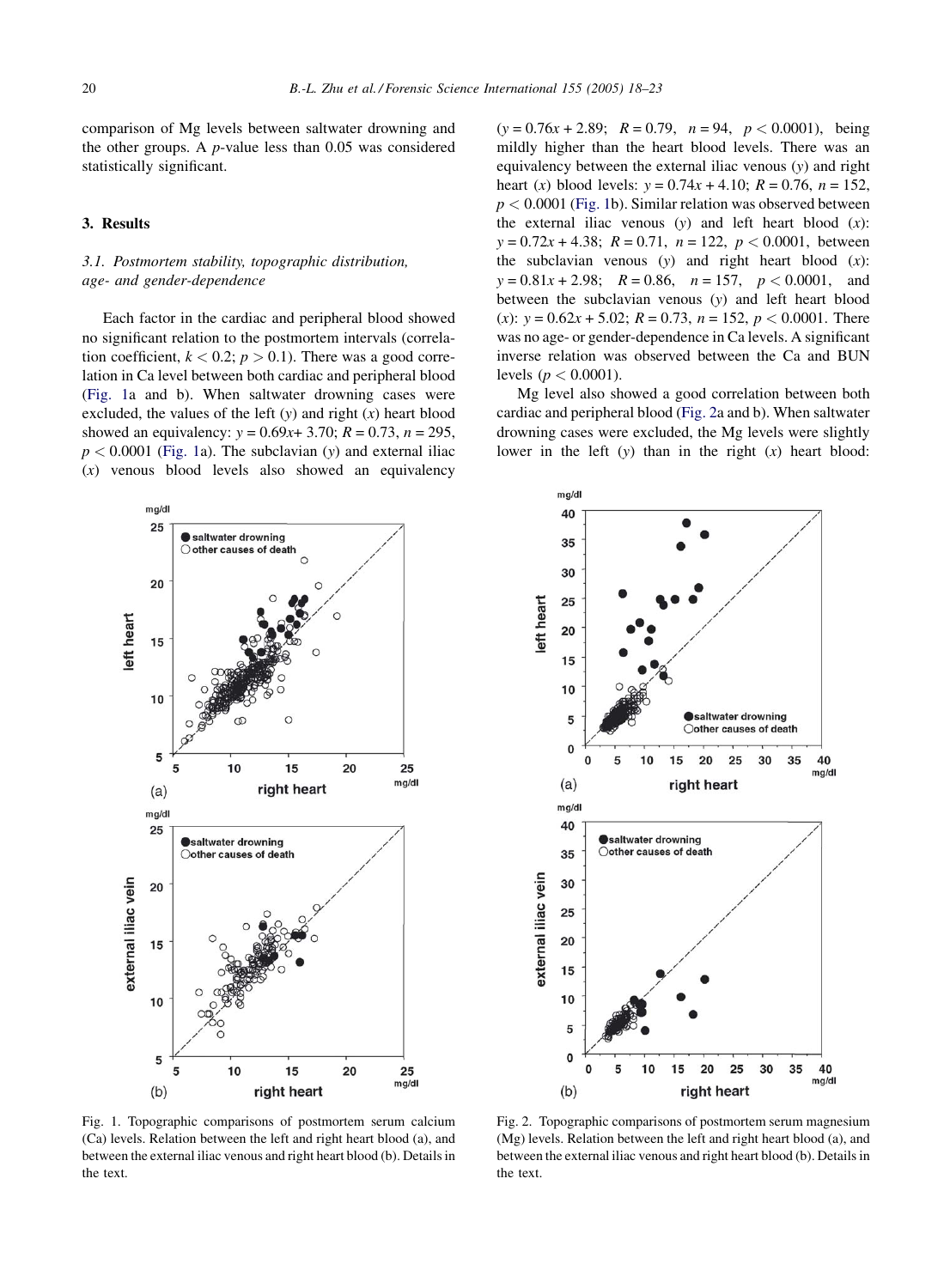comparison of Mg levels between saltwater drowning and the other groups. A *p*-value less than 0.05 was considered statistically significant.

## 3. Results

### 3.1. Postmortem stability, topographic distribution, age- and gender-dependence

Each factor in the cardiac and peripheral blood showed no significant relation to the postmortem intervals (correlation coefficient, $k < 0.2$; $p > 0.1$). There was a good correlation in Ca level between both cardiac and peripheral blood (Fig. 1a and b). When saltwater drowning cases were excluded, the values of the left ($y$) and right ($x$) heart blood showed an equivalency: $y = 0.69x + 3.70$; $R = 0.73$, $n = 295$, $p < 0.0001$ (Fig. 1a). The subclavian ($y$) and external iliac ($x$) venous blood levels also showed an equivalency ($y = 0.76x + 2.89$; $R = 0.79$, $n = 94$, $p < 0.0001$), being mildly higher than the heart blood levels. There was an equivalency between the external iliac venous ($y$) and right heart ($x$) blood levels: $y = 0.74x + 4.10$; $R = 0.76$, $n = 152$, $p < 0.0001$ (Fig. 1b). Similar relation was observed between the external iliac venous ($y$) and left heart blood ($x$): $y = 0.72x + 4.38$; $R = 0.71$, $n = 122$, $p < 0.0001$, between the subclavian venous ($y$) and right heart blood ($x$): $y = 0.81x + 2.98$; $R = 0.86$, $n = 157$, $p < 0.0001$, and between the subclavian venous ($y$) and left heart blood ($x$): $y = 0.62x + 5.02$; $R = 0.73$, $n = 152$, $p < 0.0001$. There was no age- or gender-dependence in Ca levels. A significant inverse relation was observed between the Ca and BUN levels ($p < 0.0001$).

Mg level also showed a good correlation between both cardiac and peripheral blood (Fig. 2a and b). When saltwater drowning cases were excluded, the Mg levels were slightly lower in the left ($y$) than in the right ($x$) heart blood:

Fig. 1. Topographic comparisons of postmortem serum calcium (Ca) levels. Relation between the left and right heart blood (a), and between the external iliac venous and right heart blood (b). Details in the text.

Fig. 2. Topographic comparisons of postmortem serum magnesium (Mg) levels. Relation between the left and right heart blood (a), and between the external iliac venous and right heart blood (b). Details in the text.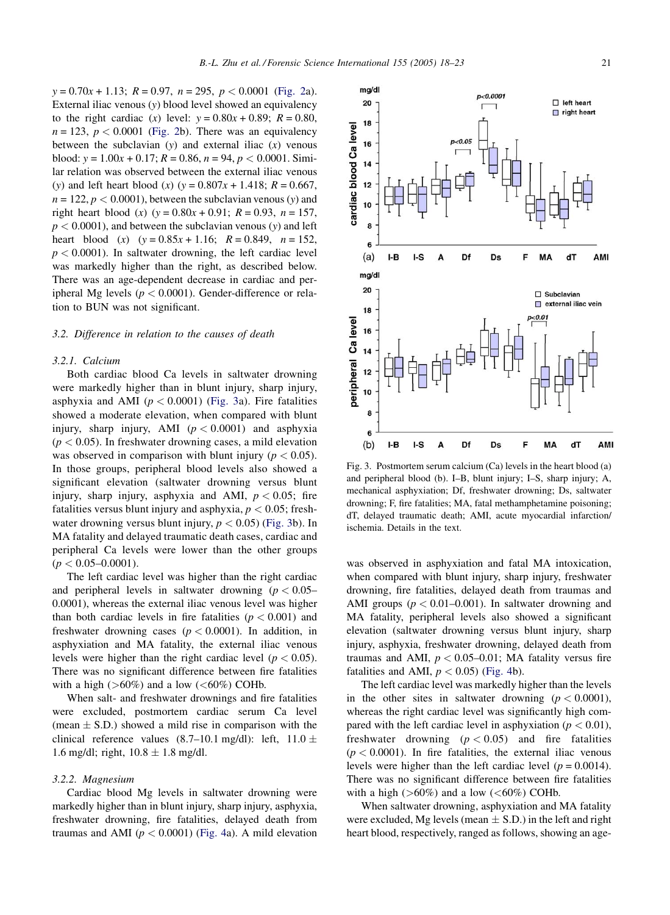$y = 0.70x + 1.13$; $R = 0.97$, $n = 295$, $p < 0.0001$ (Fig. 2a). External iliac venous ($y$) blood level showed an equivalency to the right cardiac ($x$) level: $y = 0.80x + 0.89$; $R = 0.80$, $n = 123$, $p < 0.0001$ (Fig. 2b). There was an equivalency between the subclavian ($y$) and external iliac ($x$) venous blood: $y = 1.00x + 0.17$; $R = 0.86$, $n = 94$, $p < 0.0001$. Similar relation was observed between the external iliac venous ($y$) and left heart blood ($x$) ($y = 0.807x + 1.418$; $R = 0.667$, $n = 122$, $p < 0.0001$), between the subclavian venous ($y$) and right heart blood ($x$) ($y = 0.80x + 0.91$; $R = 0.93$, $n = 157$, $p < 0.0001$), and between the subclavian venous ($y$) and left heart blood ($x$) ($y = 0.85x + 1.16$; $R = 0.849$, $n = 152$, $p < 0.0001$). In saltwater drowning, the left cardiac level was markedly higher than the right, as described below. There was an age-dependent decrease in cardiac and peripheral Mg levels ($p < 0.0001$). Gender-difference or relation to BUN was not significant.

### 3.2. Difference in relation to the causes of death

#### 3.2.1. Calcium

Both cardiac blood Ca levels in saltwater drowning were markedly higher than in blunt injury, sharp injury, asphyxia and AMI ($p < 0.0001$) (Fig. 3a). Fire fatalities showed a moderate elevation, when compared with blunt injury, sharp injury, AMI ($p < 0.0001$) and asphyxia ($p < 0.05$). In freshwater drowning cases, a mild elevation was observed in comparison with blunt injury ($p < 0.05$). In those groups, peripheral blood levels also showed a significant elevation (saltwater drowning versus blunt injury, sharp injury, asphyxia and AMI, $p < 0.05$; fire fatalities versus blunt injury and asphyxia, $p < 0.05$; freshwater drowning versus blunt injury, $p < 0.05$) (Fig. 3b). In MA fatality and delayed traumatic death cases, cardiac and peripheral Ca levels were lower than the other groups ($p < 0.05$–$0.0001$).

The left cardiac level was higher than the right cardiac and peripheral levels in saltwater drowning ($p < 0.05$–$0.0001$), whereas the external iliac venous level was higher than both cardiac levels in fire fatalities ($p < 0.001$) and freshwater drowning cases ($p < 0.0001$). In addition, in asphyxiation and MA fatality, the external iliac venous levels were higher than the right cardiac level ($p < 0.05$). There was no significant difference between fire fatalities with a high (>60%) and a low (<60%) COHb.

When salt- and freshwater drownings and fire fatalities were excluded, postmortem cardiac serum Ca level (mean ± S.D.) showed a mild rise in comparison with the clinical reference values (8.7–10.1 mg/dl): left, 11.0 ± 1.6 mg/dl; right, 10.8 ± 1.8 mg/dl.

#### 3.2.2. Magnesium

Cardiac blood Mg levels in saltwater drowning were markedly higher than in blunt injury, sharp injury, asphyxia, freshwater drowning, fire fatalities, delayed death from traumas and AMI ($p < 0.0001$) (Fig. 4a). A mild elevation was observed in asphyxiation and fatal MA intoxication, when compared with blunt injury, sharp injury, freshwater drowning, fire fatalities, delayed death from traumas and AMI groups ($p < 0.01$–$0.001$). In saltwater drowning and MA fatality, peripheral levels also showed a significant elevation (saltwater drowning versus blunt injury, sharp injury, asphyxia, freshwater drowning, delayed death from traumas and AMI, $p < 0.05$–$0.01$; MA fatality versus fire fatalities and AMI, $p < 0.05$) (Fig. 4b).

The left cardiac level was markedly higher than the levels in the other sites in saltwater drowning ($p < 0.0001$), whereas the right cardiac level was significantly high compared with the left cardiac level in asphyxiation ($p < 0.01$), freshwater drowning ($p < 0.05$) and fire fatalities ($p < 0.0001$). In fire fatalities, the external iliac venous levels were higher than the left cardiac level ($p = 0.0014$). There was no significant difference between fire fatalities with a high (>60%) and a low (<60%) COHb.

When saltwater drowning, asphyxiation and MA fatality were excluded, Mg levels (mean ± S.D.) in the left and right heart blood, respectively, ranged as follows, showing an age-

Fig. 3. Postmortem serum calcium (Ca) levels in the heart blood (a) and peripheral blood (b). I–B, blunt injury; I–S, sharp injury; A, mechanical asphyxiation; Df, freshwater drowning; Ds, saltwater drowning; F, fire fatalities; MA, fatal methamphetamine poisoning; dT, delayed traumatic death; AMI, acute myocardial infarction/ischemia. Details in the text.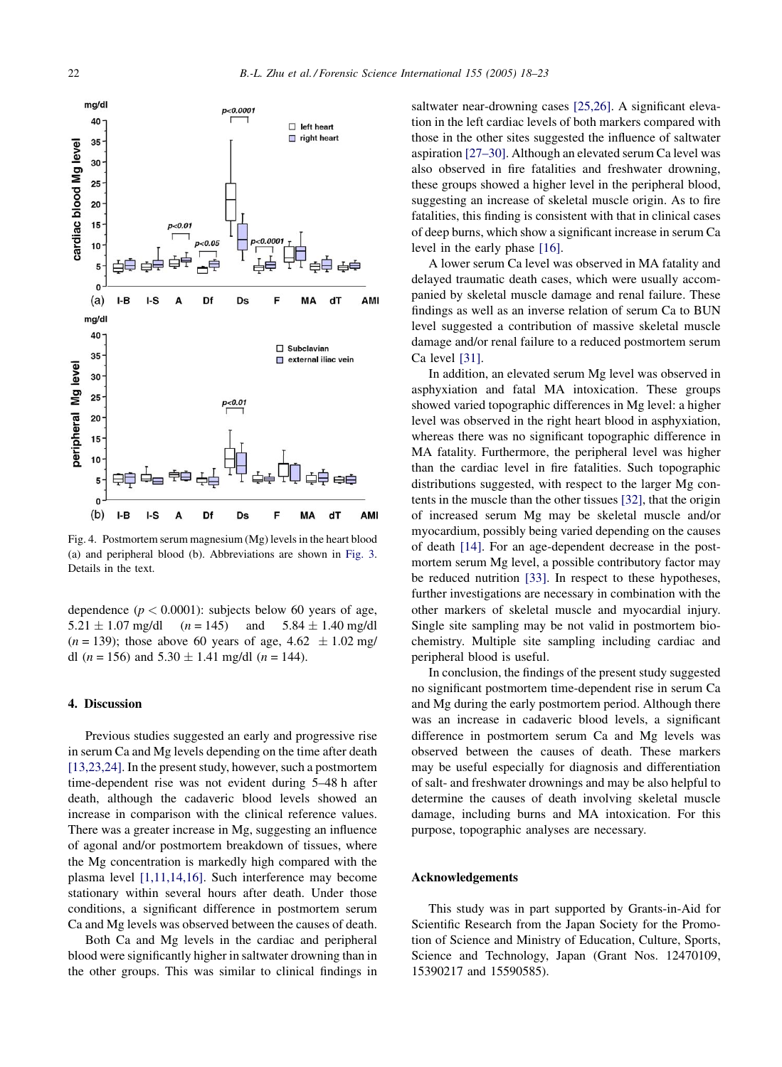Fig. 4. Postmortem serum magnesium (Mg) levels in the heart blood (a) and peripheral blood (b). Abbreviations are shown in Fig. 3. Details in the text.

dependence ($p < 0.0001$): subjects below 60 years of age, $5.21 \pm 1.07$ mg/dl ($n = 145$) and $5.84 \pm 1.40$ mg/dl ($n = 139$); those above 60 years of age, $4.62 \pm 1.02$ mg/dl ($n = 156$) and $5.30 \pm 1.41$ mg/dl ($n = 144$).

## 4. Discussion

Previous studies suggested an early and progressive rise in serum Ca and Mg levels depending on the time after death [13,23,24]. In the present study, however, such a postmortem time-dependent rise was not evident during 5–48 h after death, although the cadaveric blood levels showed an increase in comparison with the clinical reference values. There was a greater increase in Mg, suggesting an influence of agonal and/or postmortem breakdown of tissues, where the Mg concentration is markedly high compared with the plasma level [1,11,14,16]. Such interference may become stationary within several hours after death. Under those conditions, a significant difference in postmortem serum Ca and Mg levels was observed between the causes of death.

Both Ca and Mg levels in the cardiac and peripheral blood were significantly higher in saltwater drowning than in the other groups. This was similar to clinical findings in saltwater near-drowning cases [25,26]. A significant elevation in the left cardiac levels of both markers compared with those in the other sites suggested the influence of saltwater aspiration [27–30]. Although an elevated serum Ca level was also observed in fire fatalities and freshwater drowning, these groups showed a higher level in the peripheral blood, suggesting an increase of skeletal muscle origin. As to fire fatalities, this finding is consistent with that in clinical cases of deep burns, which show a significant increase in serum Ca level in the early phase [16].

A lower serum Ca level was observed in MA fatality and delayed traumatic death cases, which were usually accompanied by skeletal muscle damage and renal failure. These findings as well as an inverse relation of serum Ca to BUN level suggested a contribution of massive skeletal muscle damage and/or renal failure to a reduced postmortem serum Ca level [31].

In addition, an elevated serum Mg level was observed in asphyxiation and fatal MA intoxication. These groups showed varied topographic differences in Mg level: a higher level was observed in the right heart blood in asphyxiation, whereas there was no significant topographic difference in MA fatality. Furthermore, the peripheral level was higher than the cardiac level in fire fatalities. Such topographic distributions suggested, with respect to the larger Mg contents in the muscle than the other tissues [32], that the origin of increased serum Mg may be skeletal muscle and/or myocardium, possibly being varied depending on the causes of death [14]. For an age-dependent decrease in the postmortem serum Mg level, a possible contributory factor may be reduced nutrition [33]. In respect to these hypotheses, further investigations are necessary in combination with the other markers of skeletal muscle and myocardial injury. Single site sampling may be not valid in postmortem biochemistry. Multiple site sampling including cardiac and peripheral blood is useful.

In conclusion, the findings of the present study suggested no significant postmortem time-dependent rise in serum Ca and Mg during the early postmortem period. Although there was an increase in cadaveric blood levels, a significant difference in postmortem serum Ca and Mg levels was observed between the causes of death. These markers may be useful especially for diagnosis and differentiation of salt- and freshwater drownings and may be also helpful to determine the causes of death involving skeletal muscle damage, including burns and MA intoxication. For this purpose, topographic analyses are necessary.

## Acknowledgements

This study was in part supported by Grants-in-Aid for Scientific Research from the Japan Society for the Promotion of Science and Ministry of Education, Culture, Sports, Science and Technology, Japan (Grant Nos. 12470109, 15390217 and 15590585).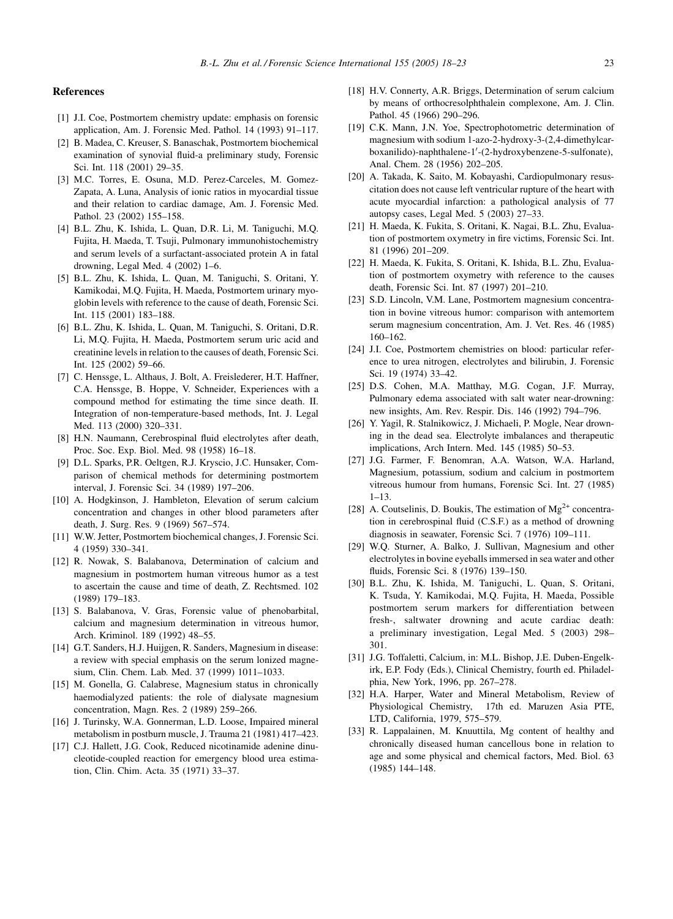## References

[1] J.I. Coe, Postmortem chemistry update: emphasis on forensic application, Am. J. Forensic Med. Pathol. 14 (1993) 91–117.

[2] B. Madea, C. Kreuser, S. Banaschak, Postmortem biochemical examination of synovial fluid-a preliminary study, Forensic Sci. Int. 118 (2001) 29–35.

[3] M.C. Torres, E. Osuna, M.D. Perez-Carceles, M. Gomez-Zapata, A. Luna, Analysis of ionic ratios in myocardial tissue and their relation to cardiac damage, Am. J. Forensic Med. Pathol. 23 (2002) 155–158.

[4] B.L. Zhu, K. Ishida, L. Quan, D.R. Li, M. Taniguchi, M.Q. Fujita, H. Maeda, T. Tsuji, Pulmonary immunohistochemistry and serum levels of a surfactant-associated protein A in fatal drowning, Legal Med. 4 (2002) 1–6.

[5] B.L. Zhu, K. Ishida, L. Quan, M. Taniguchi, S. Oritani, Y. Kamikodai, M.Q. Fujita, H. Maeda, Postmortem urinary myoglobin levels with reference to the cause of death, Forensic Sci. Int. 115 (2001) 183–188.

[6] B.L. Zhu, K. Ishida, L. Quan, M. Taniguchi, S. Oritani, D.R. Li, M.Q. Fujita, H. Maeda, Postmortem serum uric acid and creatinine levels in relation to the causes of death, Forensic Sci. Int. 125 (2002) 59–66.

[7] C. Henssge, L. Althaus, J. Bolt, A. Freislederer, H.T. Haffner, C.A. Henssge, B. Hoppe, V. Schneider, Experiences with a compound method for estimating the time since death. II. Integration of non-temperature-based methods, Int. J. Legal Med. 113 (2000) 320–331.

[8] H.N. Naumann, Cerebrospinal fluid electrolytes after death, Proc. Soc. Exp. Biol. Med. 98 (1958) 16–18.

[9] D.L. Sparks, P.R. Oeltgen, R.J. Kryscio, J.C. Hunsaker, Comparison of chemical methods for determining postmortem interval, J. Forensic Sci. 34 (1989) 197–206.

[10] A. Hodgkinson, J. Hambleton, Elevation of serum calcium concentration and changes in other blood parameters after death, J. Surg. Res. 9 (1969) 567–574.

[11] W.W. Jetter, Postmortem biochemical changes, J. Forensic Sci. 4 (1959) 330–341.

[12] R. Nowak, S. Balabanova, Determination of calcium and magnesium in postmortem human vitreous humor as a test to ascertain the cause and time of death, Z. Rechtsmed. 102 (1989) 179–183.

[13] S. Balabanova, V. Gras, Forensic value of phenobarbital, calcium and magnesium determination in vitreous humor, Arch. Kriminol. 189 (1992) 48–55.

[14] G.T. Sanders, H.J. Huijgen, R. Sanders, Magnesium in disease: a review with special emphasis on the serum lonized magnesium, Clin. Chem. Lab. Med. 37 (1999) 1011–1033.

[15] M. Gonella, G. Calabrese, Magnesium status in chronically haemodialyzed patients: the role of dialysate magnesium concentration, Magn. Res. 2 (1989) 259–266.

[16] J. Turinsky, W.A. Gonnerman, L.D. Loose, Impaired mineral metabolism in postburn muscle, J. Trauma 21 (1981) 417–423.

[17] C.J. Hallett, J.G. Cook, Reduced nicotinamide adenine dinucleotide-coupled reaction for emergency blood urea estimation, Clin. Chim. Acta. 35 (1971) 33–37.

[18] H.V. Connerty, A.R. Briggs, Determination of serum calcium by means of orthocresolphthalein complexone, Am. J. Clin. Pathol. 45 (1966) 290–296.

[19] C.K. Mann, J.N. Yoe, Spectrophotometric determination of magnesium with sodium 1-azo-2-hydroxy-3-(2,4-dimethylcarboxanilido)-naphthalene-1′-(2-hydroxybenzene-5-sulfonate), Anal. Chem. 28 (1956) 202–205.

[20] A. Takada, K. Saito, M. Kobayashi, Cardiopulmonary resuscitation does not cause left ventricular rupture of the heart with acute myocardial infarction: a pathological analysis of 77 autopsy cases, Legal Med. 5 (2003) 27–33.

[21] H. Maeda, K. Fukita, S. Oritani, K. Nagai, B.L. Zhu, Evaluation of postmortem oxymetry in fire victims, Forensic Sci. Int. 81 (1996) 201–209.

[22] H. Maeda, K. Fukita, S. Oritani, K. Ishida, B.L. Zhu, Evaluation of postmortem oxymetry with reference to the causes death, Forensic Sci. Int. 87 (1997) 201–210.

[23] S.D. Lincoln, V.M. Lane, Postmortem magnesium concentration in bovine vitreous humor: comparison with antemortem serum magnesium concentration, Am. J. Vet. Res. 46 (1985) 160–162.

[24] J.I. Coe, Postmortem chemistries on blood: particular reference to urea nitrogen, electrolytes and bilirubin, J. Forensic Sci. 19 (1974) 33–42.

[25] D.S. Cohen, M.A. Matthay, M.G. Cogan, J.F. Murray, Pulmonary edema associated with salt water near-drowning: new insights, Am. Rev. Respir. Dis. 146 (1992) 794–796.

[26] Y. Yagil, R. Stalnikowicz, J. Michaeli, P. Mogle, Near drowning in the dead sea. Electrolyte imbalances and therapeutic implications, Arch Intern. Med. 145 (1985) 50–53.

[27] J.G. Farmer, F. Benomran, A.A. Watson, W.A. Harland, Magnesium, potassium, sodium and calcium in postmortem vitreous humour from humans, Forensic Sci. Int. 27 (1985) 1–13.

[28] A. Coutselinis, D. Boukis, The estimation of $Mg^{2+}$ concentration in cerebrospinal fluid (C.S.F.) as a method of drowning diagnosis in seawater, Forensic Sci. 7 (1976) 109–111.

[29] W.Q. Sturner, A. Balko, J. Sullivan, Magnesium and other electrolytes in bovine eyeballs immersed in sea water and other fluids, Forensic Sci. 8 (1976) 139–150.

[30] B.L. Zhu, K. Ishida, M. Taniguchi, L. Quan, S. Oritani, K. Tsuda, Y. Kamikodai, M.Q. Fujita, H. Maeda, Possible postmortem serum markers for differentiation between fresh-, saltwater drowning and acute cardiac death: a preliminary investigation, Legal Med. 5 (2003) 298–301.

[31] J.G. Toffaletti, Calcium, in: M.L. Bishop, J.E. Duben-Engelkirk, E.P. Fody (Eds.), Clinical Chemistry, fourth ed. Philadelphia, New York, 1996, pp. 267–278.

[32] H.A. Harper, Water and Mineral Metabolism, Review of Physiological Chemistry, 17th ed. Maruzen Asia PTE, LTD, California, 1979, 575–579.

[33] R. Lappalainen, M. Knuuttila, Mg content of healthy and chronically diseased human cancellous bone in relation to age and some physical and chemical factors, Med. Biol. 63 (1985) 144–148.